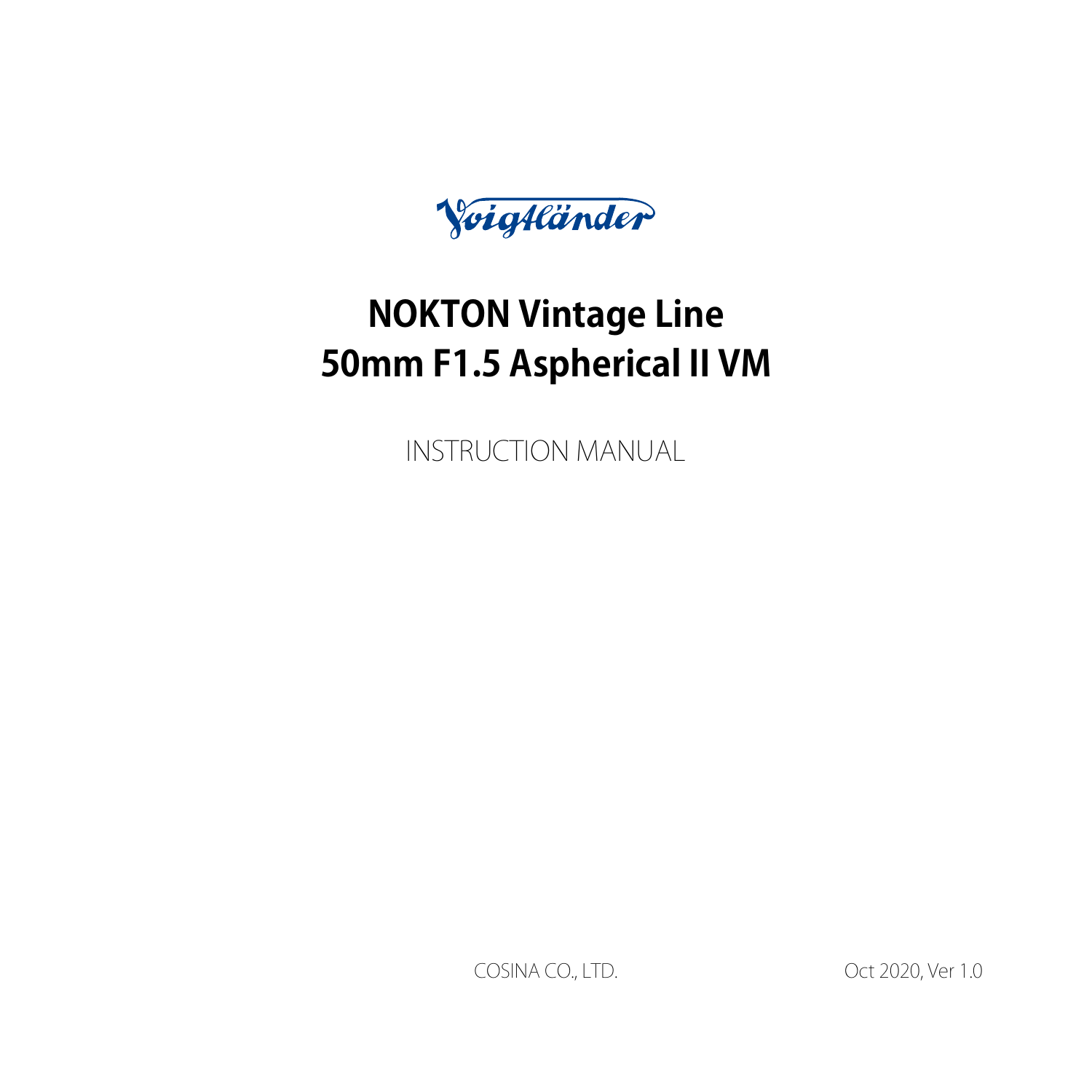Voigtländer

# NOKTON Vintage Line
# 50mm F1.5 Aspherical II VM

INSTRUCTION MANUAL

COSINA CO., LTD.

Oct 2020, Ver 1.0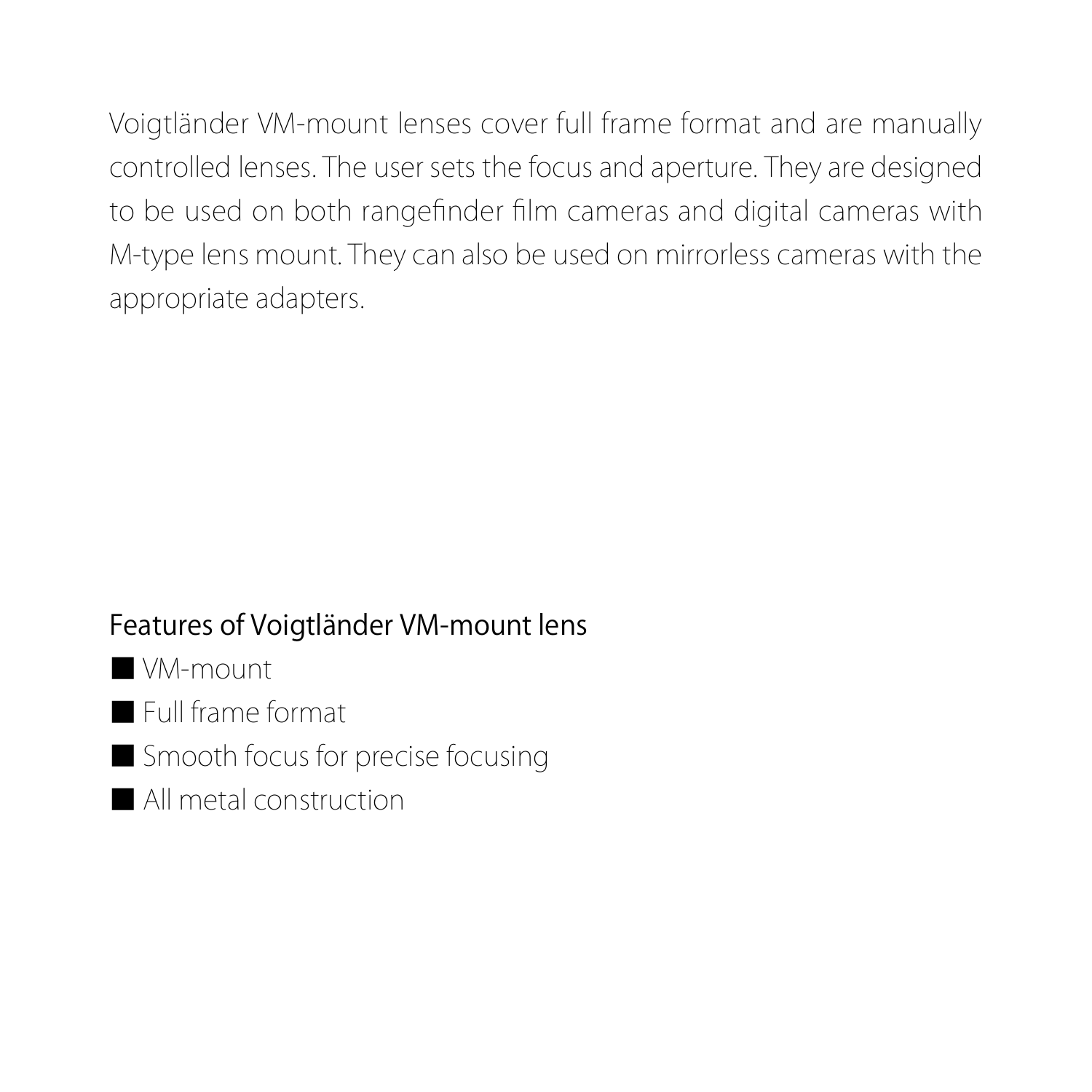Voigtländer VM-mount lenses cover full frame format and are manually controlled lenses. The user sets the focus and aperture. They are designed to be used on both rangefinder film cameras and digital cameras with M-type lens mount. They can also be used on mirrorless cameras with the appropriate adapters.

## Features of Voigtländer VM-mount lens

- ■ VM-mount
- ■ Full frame format
- ■ Smooth focus for precise focusing
- ■ All metal construction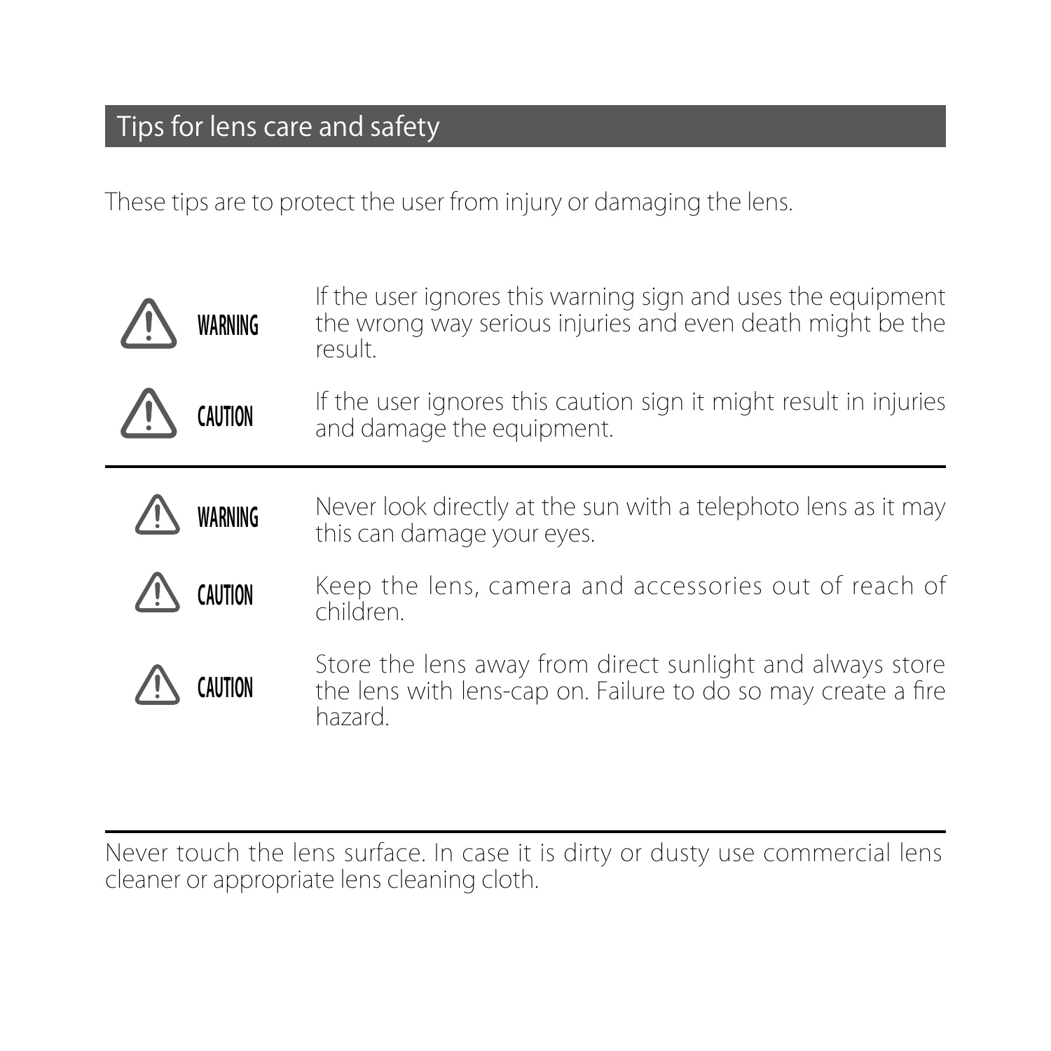## Tips for lens care and safety

These tips are to protect the user from injury or damaging the lens.

| | |
|---|---|
| ⚠ **WARNING** | If the user ignores this warning sign and uses the equipment the wrong way serious injuries and even death might be the result. |
| ⚠ **CAUTION** | If the user ignores this caution sign it might result in injuries and damage the equipment. |

---

| | |
|---|---|
| ⚠ **WARNING** | Never look directly at the sun with a telephoto lens as it may this can damage your eyes. |
| ⚠ **CAUTION** | Keep the lens, camera and accessories out of reach of children. |
| ⚠ **CAUTION** | Store the lens away from direct sunlight and always store the lens with lens-cap on. Failure to do so may create a fire hazard. |

---

Never touch the lens surface. In case it is dirty or dusty use commercial lens cleaner or appropriate lens cleaning cloth.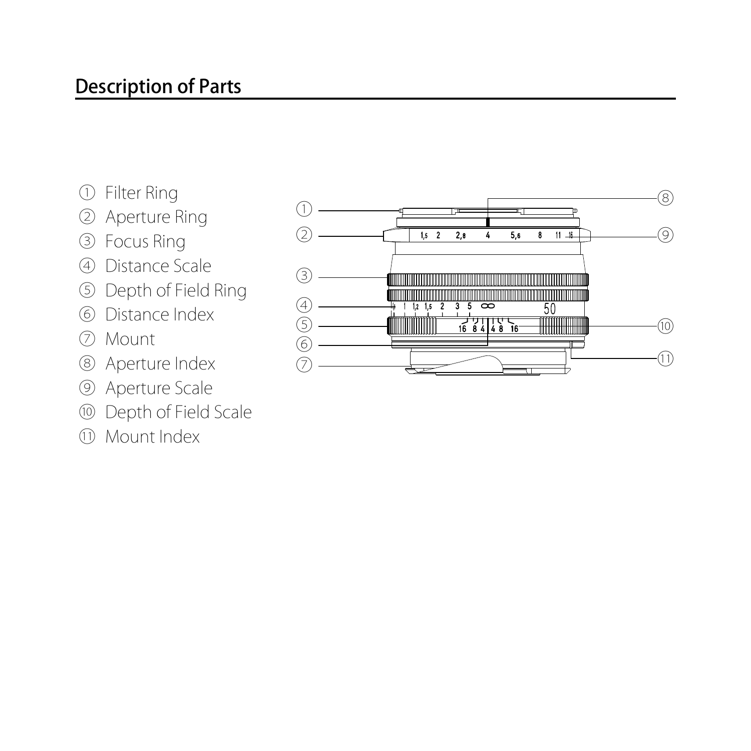## Description of Parts

① Filter Ring
② Aperture Ring
③ Focus Ring
④ Distance Scale
⑤ Depth of Field Ring
⑥ Distance Index
⑦ Mount
⑧ Aperture Index
⑨ Aperture Scale
⑩ Depth of Field Scale
⑪ Mount Index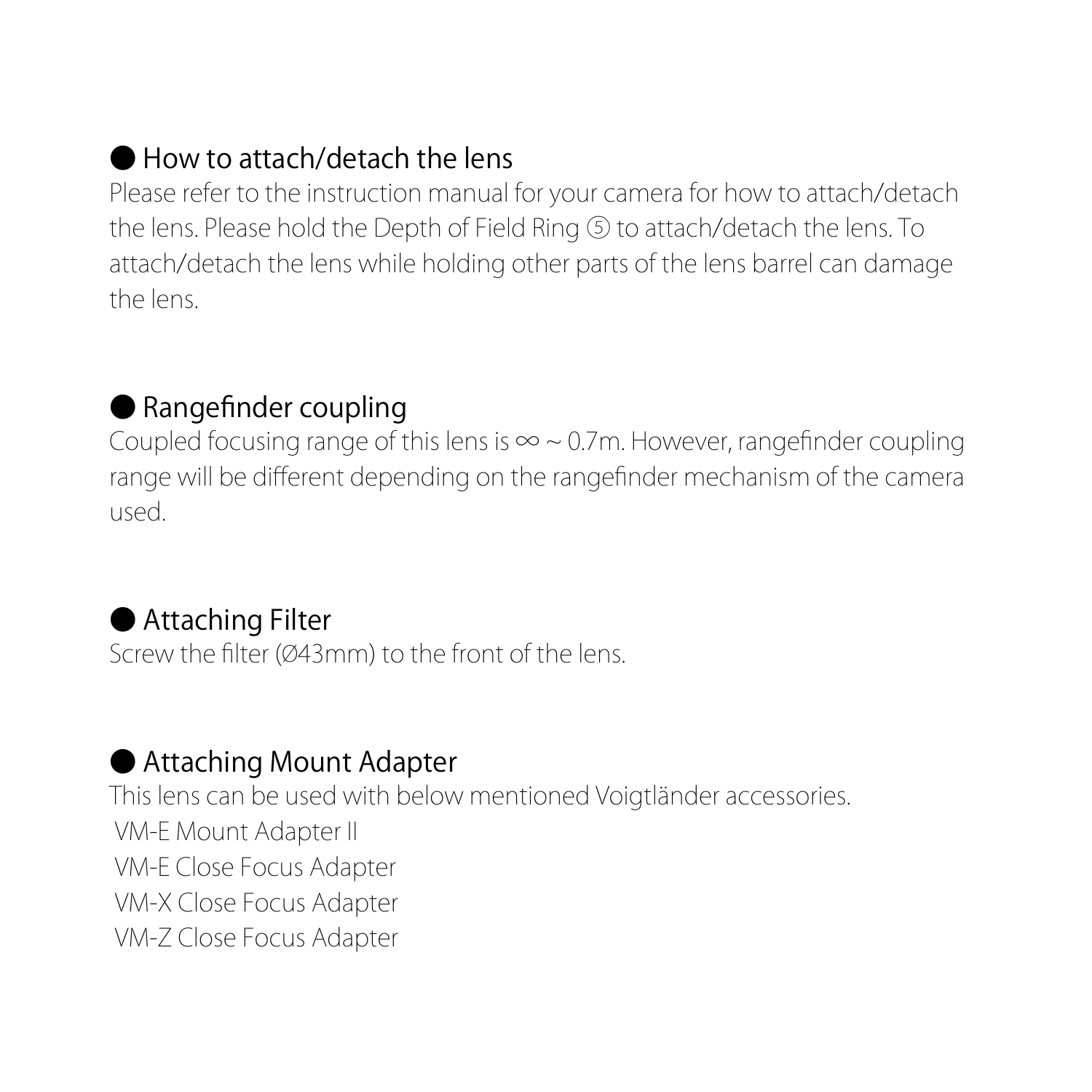## ● How to attach/detach the lens

Please refer to the instruction manual for your camera for how to attach/detach the lens. Please hold the Depth of Field Ring ⑤ to attach/detach the lens. To attach/detach the lens while holding other parts of the lens barrel can damage the lens.

## ● Rangefinder coupling

Coupled focusing range of this lens is ∞ ~ 0.7m. However, rangefinder coupling range will be different depending on the rangefinder mechanism of the camera used.

## ● Attaching Filter

Screw the filter (Ø43mm) to the front of the lens.

## ● Attaching Mount Adapter

This lens can be used with below mentioned Voigtländer accessories.

VM-E Mount Adapter II
VM-E Close Focus Adapter
VM-X Close Focus Adapter
VM-Z Close Focus Adapter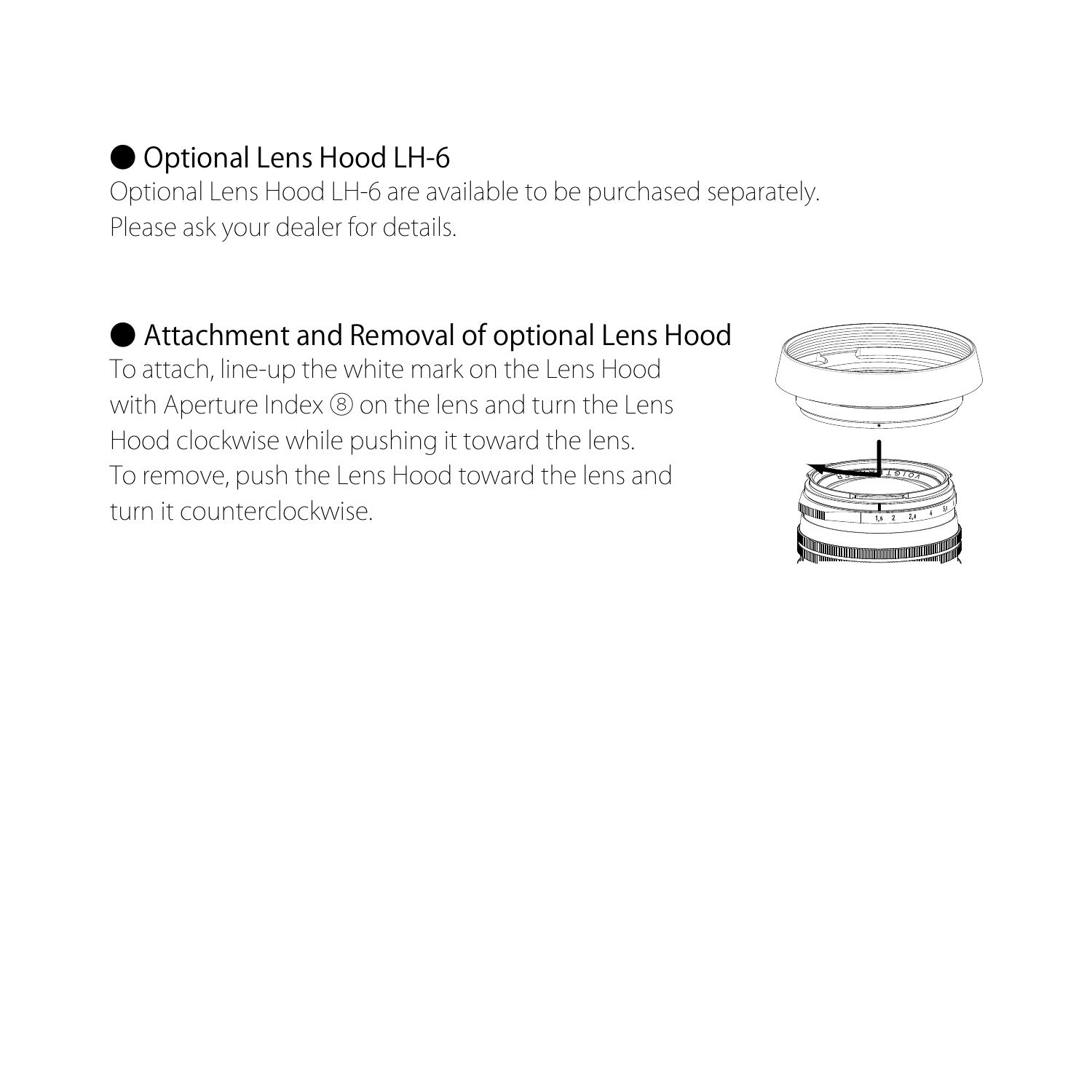## ● Optional Lens Hood LH-6

Optional Lens Hood LH-6 are available to be purchased separately.
Please ask your dealer for details.

## ● Attachment and Removal of optional Lens Hood

To attach, line-up the white mark on the Lens Hood with Aperture Index ⑧ on the lens and turn the Lens Hood clockwise while pushing it toward the lens.
To remove, push the Lens Hood toward the lens and turn it counterclockwise.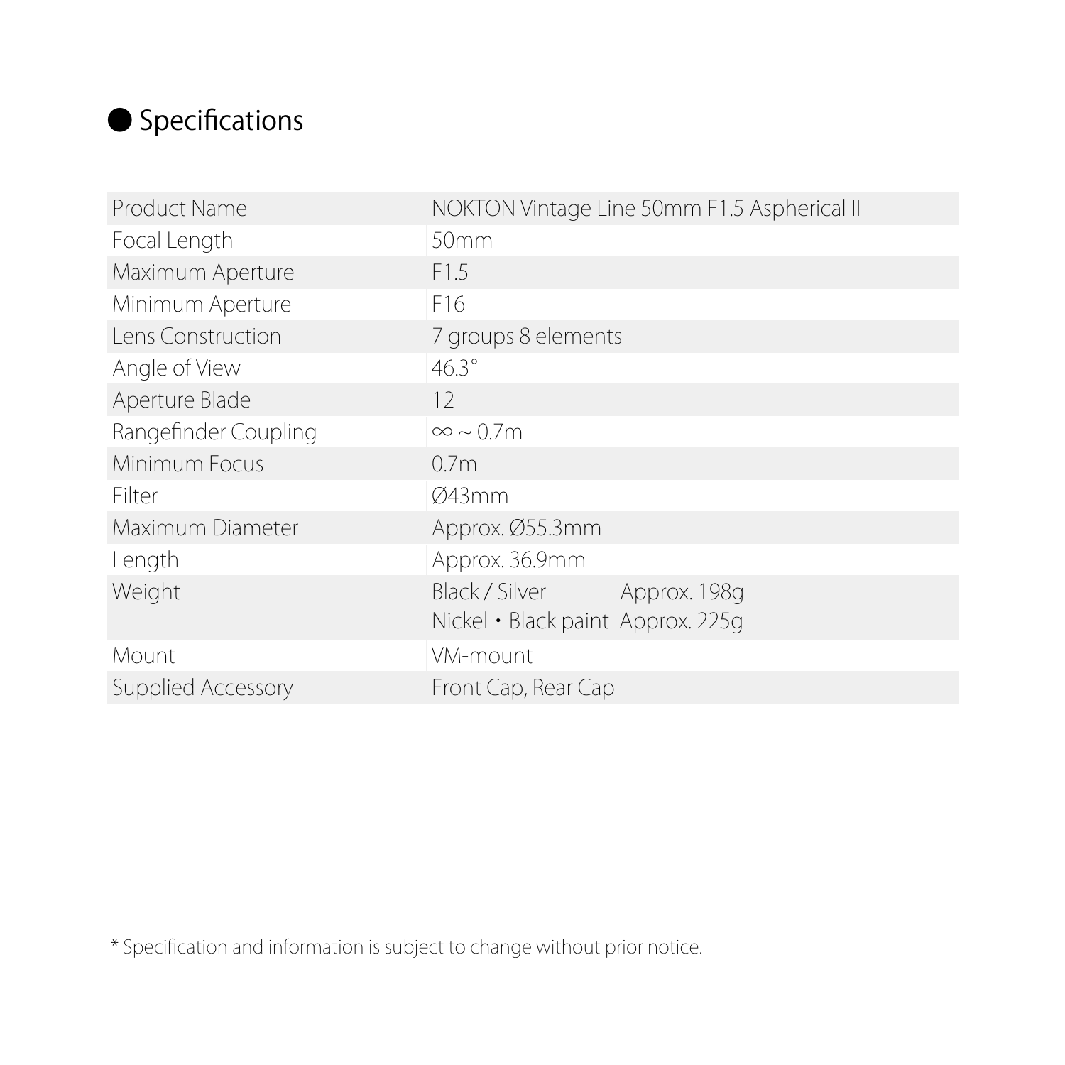## ● Specifications

| | |
|---|---|
| Product Name | NOKTON Vintage Line 50mm F1.5 Aspherical II |
| Focal Length | 50mm |
| Maximum Aperture | F1.5 |
| Minimum Aperture | F16 |
| Lens Construction | 7 groups 8 elements |
| Angle of View | 46.3° |
| Aperture Blade | 12 |
| Rangefinder Coupling | ∞ ~ 0.7m |
| Minimum Focus | 0.7m |
| Filter | Ø43mm |
| Maximum Diameter | Approx. Ø55.3mm |
| Length | Approx. 36.9mm |
| Weight | Black / Silver Approx. 198g<br>Nickel・Black paint Approx. 225g |
| Mount | VM-mount |
| Supplied Accessory | Front Cap, Rear Cap |

* Specification and information is subject to change without prior notice.